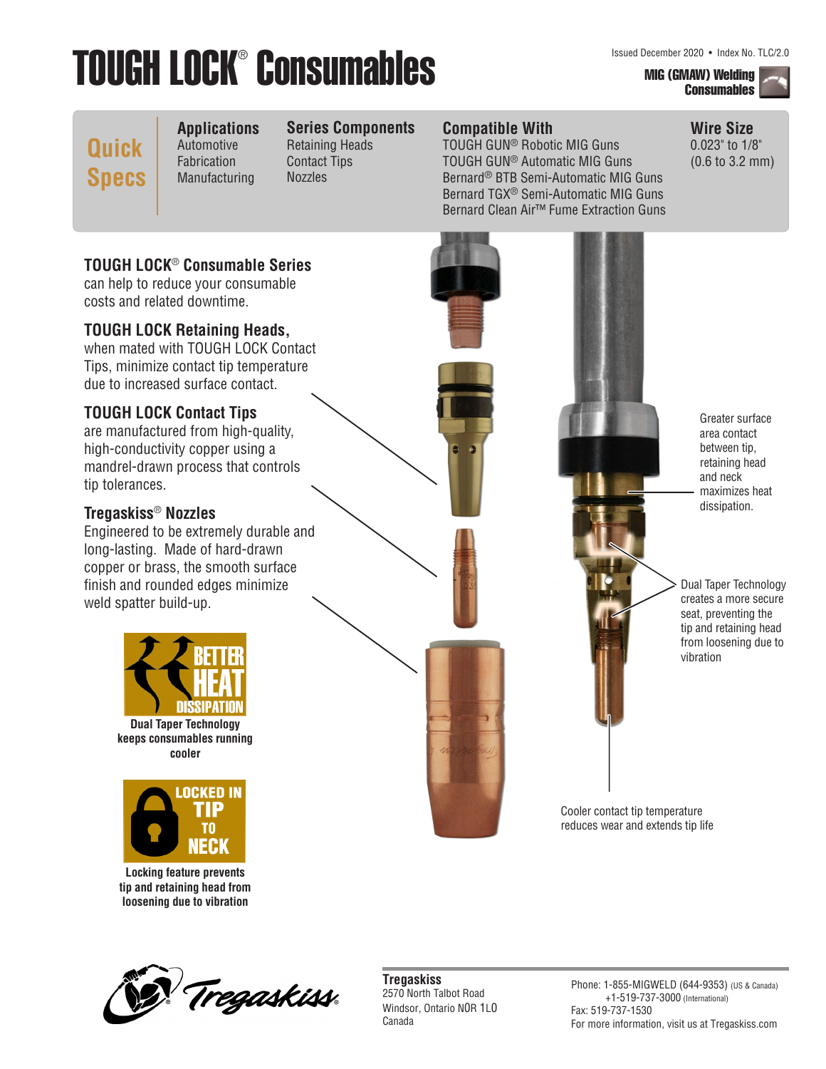# TOUGH LOCK® Consumables

Issued December 2020 • Index No. TLC/2.0

**MIG (GMAW) Welding Consumables**

## Quick Specs

| Applications | Series Components | Compatible With | Wire Size |
|---|---|---|---|
| Automotive<br>Fabrication<br>Manufacturing | Retaining Heads<br>Contact Tips<br>Nozzles | TOUGH GUN® Robotic MIG Guns<br>TOUGH GUN® Automatic MIG Guns<br>Bernard® BTB Semi-Automatic MIG Guns<br>Bernard TGX® Semi-Automatic MIG Guns<br>Bernard Clean Air™ Fume Extraction Guns | 0.023" to 1/8"<br>(0.6 to 3.2 mm) |

**TOUGH LOCK® Consumable Series** can help to reduce your consumable costs and related downtime.

**TOUGH LOCK Retaining Heads,** when mated with TOUGH LOCK Contact Tips, minimize contact tip temperature due to increased surface contact.

**TOUGH LOCK Contact Tips** are manufactured from high-quality, high-conductivity copper using a mandrel-drawn process that controls tip tolerances.

**Tregaskiss® Nozzles** Engineered to be extremely durable and long-lasting. Made of hard-drawn copper or brass, the smooth surface finish and rounded edges minimize weld spatter build-up.

**BETTER HEAT DISSIPATION**

**Dual Taper Technology keeps consumables running cooler**

**LOCKED IN TIP TO NECK**

**Locking feature prevents tip and retaining head from loosening due to vibration**

Greater surface area contact between tip, retaining head and neck maximizes heat dissipation.

Dual Taper Technology creates a more secure seat, preventing the tip and retaining head from loosening due to vibration

Cooler contact tip temperature reduces wear and extends tip life

**Tregaskiss**
2570 North Talbot Road
Windsor, Ontario N0R 1L0
Canada

Phone: 1-855-MIGWELD (644-9353) (US & Canada)
+1-519-737-3000 (International)
Fax: 519-737-1530
For more information, visit us at Tregaskiss.com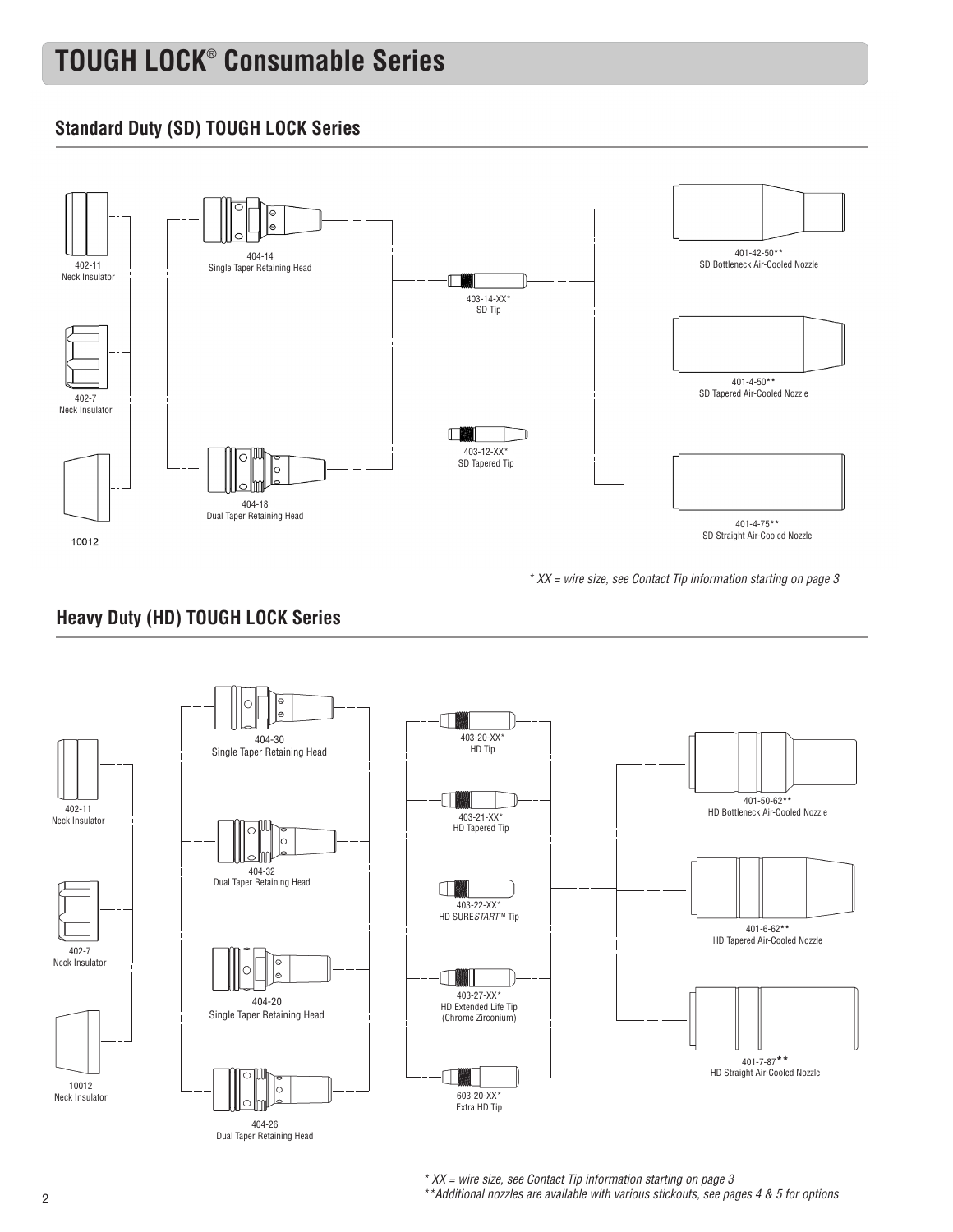# TOUGH LOCK® Consumable Series

## Standard Duty (SD) TOUGH LOCK Series

402-11
Neck Insulator

402-7
Neck Insulator

10012

404-14
Single Taper Retaining Head

404-18
Dual Taper Retaining Head

403-14-XX*
SD Tip

403-12-XX*
SD Tapered Tip

401-42-50**
SD Bottleneck Air-Cooled Nozzle

401-4-50**
SD Tapered Air-Cooled Nozzle

401-4-75**
SD Straight Air-Cooled Nozzle

*\* XX = wire size, see Contact Tip information starting on page 3*

## Heavy Duty (HD) TOUGH LOCK Series

402-11
Neck Insulator

402-7
Neck Insulator

10012
Neck Insulator

404-30
Single Taper Retaining Head

404-32
Dual Taper Retaining Head

404-20
Single Taper Retaining Head

404-26
Dual Taper Retaining Head

403-20-XX*
HD Tip

403-21-XX*
HD Tapered Tip

403-22-XX*
HD SURE*START*™ Tip

403-27-XX*
HD Extended Life Tip
(Chrome Zirconium)

603-20-XX*
Extra HD Tip

401-50-62**
HD Bottleneck Air-Cooled Nozzle

401-6-62**
HD Tapered Air-Cooled Nozzle

401-7-87**
HD Straight Air-Cooled Nozzle

*\* XX = wire size, see Contact Tip information starting on page 3*
*\*\*Additional nozzles are available with various stickouts, see pages 4 & 5 for options*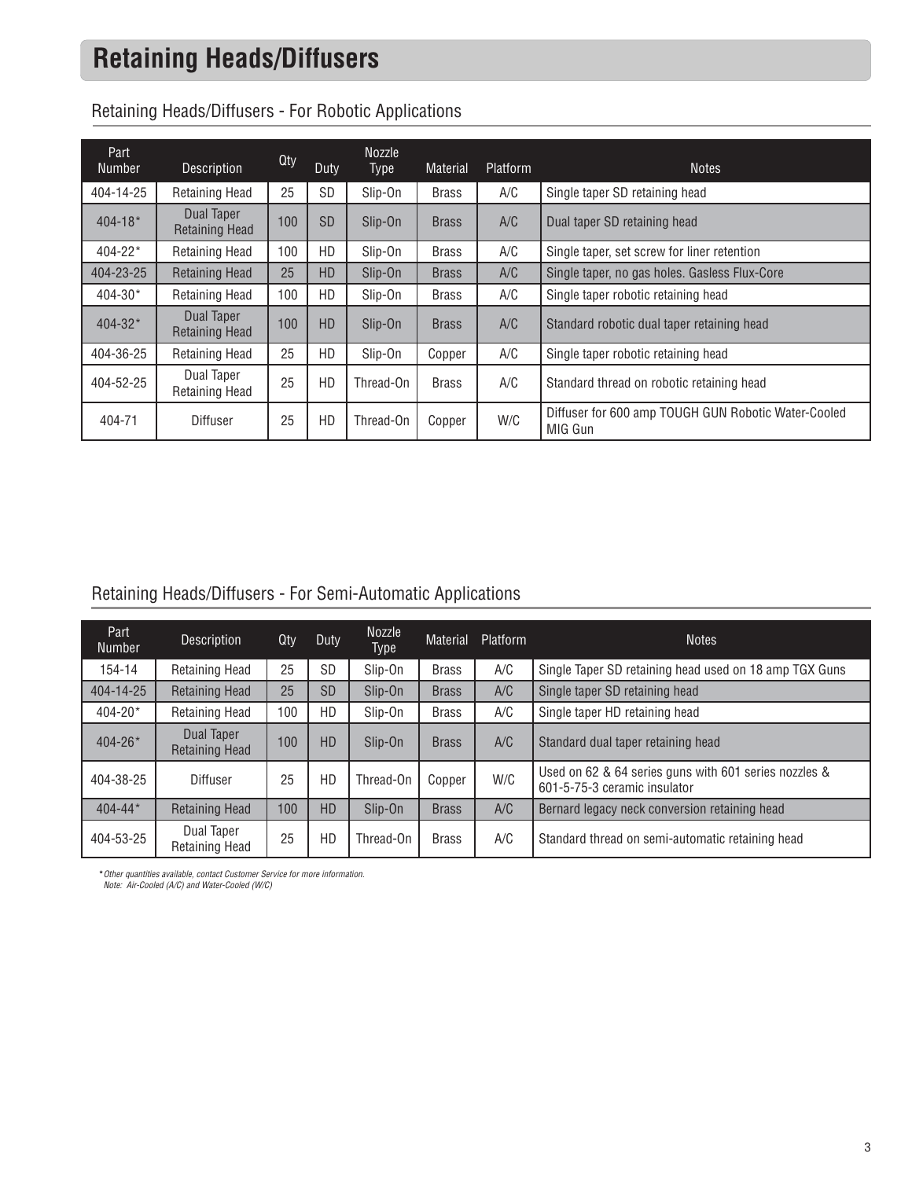# Retaining Heads/Diffusers

## Retaining Heads/Diffusers - For Robotic Applications

| Part Number | Description | Qty | Duty | Nozzle Type | Material | Platform | Notes |
|---|---|---|---|---|---|---|---|
| 404-14-25 | Retaining Head | 25 | SD | Slip-On | Brass | A/C | Single taper SD retaining head |
| 404-18* | Dual Taper Retaining Head | 100 | SD | Slip-On | Brass | A/C | Dual taper SD retaining head |
| 404-22* | Retaining Head | 100 | HD | Slip-On | Brass | A/C | Single taper, set screw for liner retention |
| 404-23-25 | Retaining Head | 25 | HD | Slip-On | Brass | A/C | Single taper, no gas holes. Gasless Flux-Core |
| 404-30* | Retaining Head | 100 | HD | Slip-On | Brass | A/C | Single taper robotic retaining head |
| 404-32* | Dual Taper Retaining Head | 100 | HD | Slip-On | Brass | A/C | Standard robotic dual taper retaining head |
| 404-36-25 | Retaining Head | 25 | HD | Slip-On | Copper | A/C | Single taper robotic retaining head |
| 404-52-25 | Dual Taper Retaining Head | 25 | HD | Thread-On | Brass | A/C | Standard thread on robotic retaining head |
| 404-71 | Diffuser | 25 | HD | Thread-On | Copper | W/C | Diffuser for 600 amp TOUGH GUN Robotic Water-Cooled MIG Gun |

## Retaining Heads/Diffusers - For Semi-Automatic Applications

| Part Number | Description | Qty | Duty | Nozzle Type | Material | Platform | Notes |
|---|---|---|---|---|---|---|---|
| 154-14 | Retaining Head | 25 | SD | Slip-On | Brass | A/C | Single Taper SD retaining head used on 18 amp TGX Guns |
| 404-14-25 | Retaining Head | 25 | SD | Slip-On | Brass | A/C | Single taper SD retaining head |
| 404-20* | Retaining Head | 100 | HD | Slip-On | Brass | A/C | Single taper HD retaining head |
| 404-26* | Dual Taper Retaining Head | 100 | HD | Slip-On | Brass | A/C | Standard dual taper retaining head |
| 404-38-25 | Diffuser | 25 | HD | Thread-On | Copper | W/C | Used on 62 & 64 series guns with 601 series nozzles & 601-5-75-3 ceramic insulator |
| 404-44* | Retaining Head | 100 | HD | Slip-On | Brass | A/C | Bernard legacy neck conversion retaining head |
| 404-53-25 | Dual Taper Retaining Head | 25 | HD | Thread-On | Brass | A/C | Standard thread on semi-automatic retaining head |

*\* Other quantities available, contact Customer Service for more information.*
*Note: Air-Cooled (A/C) and Water-Cooled (W/C)*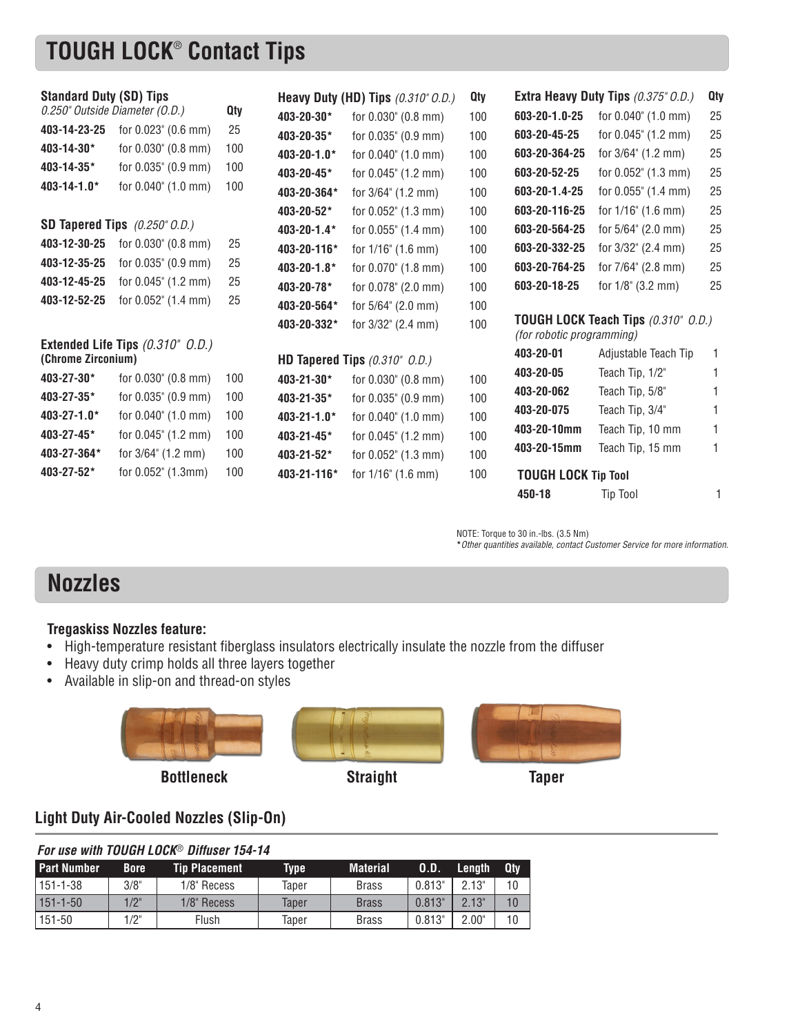# TOUGH LOCK® Contact Tips

### Standard Duty (SD) Tips

*0.250" Outside Diameter (O.D.)*

| Part Number | Size | Qty |
|---|---|---|
| 403-14-23-25 | for 0.023" (0.6 mm) | 25 |
| 403-14-30* | for 0.030" (0.8 mm) | 100 |
| 403-14-35* | for 0.035" (0.9 mm) | 100 |
| 403-14-1.0* | for 0.040" (1.0 mm) | 100 |

### SD Tapered Tips *(0.250" O.D.)*

| Part Number | Size | Qty |
|---|---|---|
| 403-12-30-25 | for 0.030" (0.8 mm) | 25 |
| 403-12-35-25 | for 0.035" (0.9 mm) | 25 |
| 403-12-45-25 | for 0.045" (1.2 mm) | 25 |
| 403-12-52-25 | for 0.052" (1.4 mm) | 25 |

### Extended Life Tips *(0.310" O.D.)* (Chrome Zirconium)

| Part Number | Size | Qty |
|---|---|---|
| 403-27-30* | for 0.030" (0.8 mm) | 100 |
| 403-27-35* | for 0.035" (0.9 mm) | 100 |
| 403-27-1.0* | for 0.040" (1.0 mm) | 100 |
| 403-27-45* | for 0.045" (1.2 mm) | 100 |
| 403-27-364* | for 3/64" (1.2 mm) | 100 |
| 403-27-52* | for 0.052" (1.3mm) | 100 |

### Heavy Duty (HD) Tips *(0.310" O.D.)*

| Part Number | Size | Qty |
|---|---|---|
| 403-20-30* | for 0.030" (0.8 mm) | 100 |
| 403-20-35* | for 0.035" (0.9 mm) | 100 |
| 403-20-1.0* | for 0.040" (1.0 mm) | 100 |
| 403-20-45* | for 0.045" (1.2 mm) | 100 |
| 403-20-364* | for 3/64" (1.2 mm) | 100 |
| 403-20-52* | for 0.052" (1.3 mm) | 100 |
| 403-20-1.4* | for 0.055" (1.4 mm) | 100 |
| 403-20-116* | for 1/16" (1.6 mm) | 100 |
| 403-20-1.8* | for 0.070" (1.8 mm) | 100 |
| 403-20-78* | for 0.078" (2.0 mm) | 100 |
| 403-20-564* | for 5/64" (2.0 mm) | 100 |
| 403-20-332* | for 3/32" (2.4 mm) | 100 |

### HD Tapered Tips *(0.310" O.D.)*

| Part Number | Size | Qty |
|---|---|---|
| 403-21-30* | for 0.030" (0.8 mm) | 100 |
| 403-21-35* | for 0.035" (0.9 mm) | 100 |
| 403-21-1.0* | for 0.040" (1.0 mm) | 100 |
| 403-21-45* | for 0.045" (1.2 mm) | 100 |
| 403-21-52* | for 0.052" (1.3 mm) | 100 |
| 403-21-116* | for 1/16" (1.6 mm) | 100 |

### Extra Heavy Duty Tips *(0.375" O.D.)*

| Part Number | Size | Qty |
|---|---|---|
| 603-20-1.0-25 | for 0.040" (1.0 mm) | 25 |
| 603-20-45-25 | for 0.045" (1.2 mm) | 25 |
| 603-20-364-25 | for 3/64" (1.2 mm) | 25 |
| 603-20-52-25 | for 0.052" (1.3 mm) | 25 |
| 603-20-1.4-25 | for 0.055" (1.4 mm) | 25 |
| 603-20-116-25 | for 1/16" (1.6 mm) | 25 |
| 603-20-564-25 | for 5/64" (2.0 mm) | 25 |
| 603-20-332-25 | for 3/32" (2.4 mm) | 25 |
| 603-20-764-25 | for 7/64" (2.8 mm) | 25 |
| 603-20-18-25 | for 1/8" (3.2 mm) | 25 |

### TOUGH LOCK Teach Tips *(0.310" O.D.)*

*(for robotic programming)*

| Part Number | Description | Qty |
|---|---|---|
| 403-20-01 | Adjustable Teach Tip | 1 |
| 403-20-05 | Teach Tip, 1/2" | 1 |
| 403-20-062 | Teach Tip, 5/8" | 1 |
| 403-20-075 | Teach Tip, 3/4" | 1 |
| 403-20-10mm | Teach Tip, 10 mm | 1 |
| 403-20-15mm | Teach Tip, 15 mm | 1 |

### TOUGH LOCK Tip Tool

| Part Number | Description | Qty |
|---|---|---|
| 450-18 | Tip Tool | 1 |

NOTE: Torque to 30 in.-lbs. (3.5 Nm)

*\* Other quantities available, contact Customer Service for more information.*

# Nozzles

**Tregaskiss Nozzles feature:**

- High-temperature resistant fiberglass insulators electrically insulate the nozzle from the diffuser
- Heavy duty crimp holds all three layers together
- Available in slip-on and thread-on styles

**Bottleneck** **Straight** **Taper**

## Light Duty Air-Cooled Nozzles (Slip-On)

***For use with TOUGH LOCK® Diffuser 154-14***

| Part Number | Bore | Tip Placement | Type | Material | O.D. | Length | Qty |
|---|---|---|---|---|---|---|---|
| 151-1-38 | 3/8" | 1/8" Recess | Taper | Brass | 0.813" | 2.13" | 10 |
| 151-1-50 | 1/2" | 1/8" Recess | Taper | Brass | 0.813" | 2.13" | 10 |
| 151-50 | 1/2" | Flush | Taper | Brass | 0.813" | 2.00" | 10 |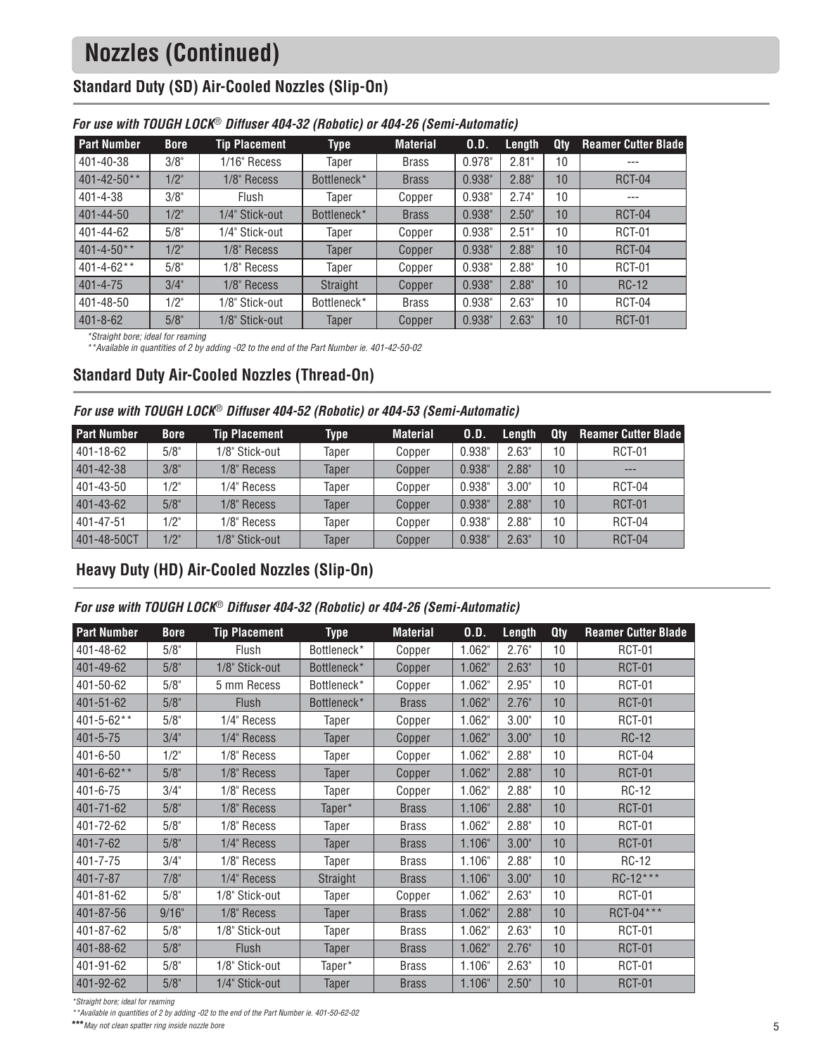# Nozzles (Continued)

## Standard Duty (SD) Air-Cooled Nozzles (Slip-On)

*For use with TOUGH LOCK® Diffuser 404-32 (Robotic) or 404-26 (Semi-Automatic)*

| Part Number | Bore | Tip Placement | Type | Material | O.D. | Length | Qty | Reamer Cutter Blade |
|---|---|---|---|---|---|---|---|---|
| 401-40-38 | 3/8" | 1/16" Recess | Taper | Brass | 0.978" | 2.81" | 10 | --- |
| 401-42-50** | 1/2" | 1/8" Recess | Bottleneck* | Brass | 0.938" | 2.88" | 10 | RCT-04 |
| 401-4-38 | 3/8" | Flush | Taper | Copper | 0.938" | 2.74" | 10 | --- |
| 401-44-50 | 1/2" | 1/4" Stick-out | Bottleneck* | Brass | 0.938" | 2.50" | 10 | RCT-04 |
| 401-44-62 | 5/8" | 1/4" Stick-out | Taper | Copper | 0.938" | 2.51" | 10 | RCT-01 |
| 401-4-50** | 1/2" | 1/8" Recess | Taper | Copper | 0.938" | 2.88" | 10 | RCT-04 |
| 401-4-62** | 5/8" | 1/8" Recess | Taper | Copper | 0.938" | 2.88" | 10 | RCT-01 |
| 401-4-75 | 3/4" | 1/8" Recess | Straight | Copper | 0.938" | 2.88" | 10 | RC-12 |
| 401-48-50 | 1/2" | 1/8" Stick-out | Bottleneck* | Brass | 0.938" | 2.63" | 10 | RCT-04 |
| 401-8-62 | 5/8" | 1/8" Stick-out | Taper | Copper | 0.938" | 2.63" | 10 | RCT-01 |

*Straight bore; ideal for reaming

**Available in quantities of 2 by adding -02 to the end of the Part Number ie. 401-42-50-02

## Standard Duty Air-Cooled Nozzles (Thread-On)

*For use with TOUGH LOCK® Diffuser 404-52 (Robotic) or 404-53 (Semi-Automatic)*

| Part Number | Bore | Tip Placement | Type | Material | O.D. | Length | Qty | Reamer Cutter Blade |
|---|---|---|---|---|---|---|---|---|
| 401-18-62 | 5/8" | 1/8" Stick-out | Taper | Copper | 0.938" | 2.63" | 10 | RCT-01 |
| 401-42-38 | 3/8" | 1/8" Recess | Taper | Copper | 0.938" | 2.88" | 10 | --- |
| 401-43-50 | 1/2" | 1/4" Recess | Taper | Copper | 0.938" | 3.00" | 10 | RCT-04 |
| 401-43-62 | 5/8" | 1/8" Recess | Taper | Copper | 0.938" | 2.88" | 10 | RCT-01 |
| 401-47-51 | 1/2" | 1/8" Recess | Taper | Copper | 0.938" | 2.88" | 10 | RCT-04 |
| 401-48-50CT | 1/2" | 1/8" Stick-out | Taper | Copper | 0.938" | 2.63" | 10 | RCT-04 |

## Heavy Duty (HD) Air-Cooled Nozzles (Slip-On)

*For use with TOUGH LOCK® Diffuser 404-32 (Robotic) or 404-26 (Semi-Automatic)*

| Part Number | Bore | Tip Placement | Type | Material | O.D. | Length | Qty | Reamer Cutter Blade |
|---|---|---|---|---|---|---|---|---|
| 401-48-62 | 5/8" | Flush | Bottleneck* | Copper | 1.062" | 2.76" | 10 | RCT-01 |
| 401-49-62 | 5/8" | 1/8" Stick-out | Bottleneck* | Copper | 1.062" | 2.63" | 10 | RCT-01 |
| 401-50-62 | 5/8" | 5 mm Recess | Bottleneck* | Copper | 1.062" | 2.95" | 10 | RCT-01 |
| 401-51-62 | 5/8" | Flush | Bottleneck* | Brass | 1.062" | 2.76" | 10 | RCT-01 |
| 401-5-62** | 5/8" | 1/4" Recess | Taper | Copper | 1.062" | 3.00" | 10 | RCT-01 |
| 401-5-75 | 3/4" | 1/4" Recess | Taper | Copper | 1.062" | 3.00" | 10 | RC-12 |
| 401-6-50 | 1/2" | 1/8" Recess | Taper | Copper | 1.062" | 2.88" | 10 | RCT-04 |
| 401-6-62** | 5/8" | 1/8" Recess | Taper | Copper | 1.062" | 2.88" | 10 | RCT-01 |
| 401-6-75 | 3/4" | 1/8" Recess | Taper | Copper | 1.062" | 2.88" | 10 | RC-12 |
| 401-71-62 | 5/8" | 1/8" Recess | Taper* | Brass | 1.106" | 2.88" | 10 | RCT-01 |
| 401-72-62 | 5/8" | 1/8" Recess | Taper | Brass | 1.062" | 2.88" | 10 | RCT-01 |
| 401-7-62 | 5/8" | 1/4" Recess | Taper | Brass | 1.106" | 3.00" | 10 | RCT-01 |
| 401-7-75 | 3/4" | 1/8" Recess | Taper | Brass | 1.106" | 2.88" | 10 | RC-12 |
| 401-7-87 | 7/8" | 1/4" Recess | Straight | Brass | 1.106" | 3.00" | 10 | RC-12*** |
| 401-81-62 | 5/8" | 1/8" Stick-out | Taper | Copper | 1.062" | 2.63" | 10 | RCT-01 |
| 401-87-56 | 9/16" | 1/8" Recess | Taper | Brass | 1.062" | 2.88" | 10 | RCT-04*** |
| 401-87-62 | 5/8" | 1/8" Stick-out | Taper | Brass | 1.062" | 2.63" | 10 | RCT-01 |
| 401-88-62 | 5/8" | Flush | Taper | Brass | 1.062" | 2.76" | 10 | RCT-01 |
| 401-91-62 | 5/8" | 1/8" Stick-out | Taper* | Brass | 1.106" | 2.63" | 10 | RCT-01 |
| 401-92-62 | 5/8" | 1/4" Stick-out | Taper | Brass | 1.106" | 2.50" | 10 | RCT-01 |

*Straight bore; ideal for reaming

**Available in quantities of 2 by adding -02 to the end of the Part Number ie. 401-50-62-02

***May not clean spatter ring inside nozzle bore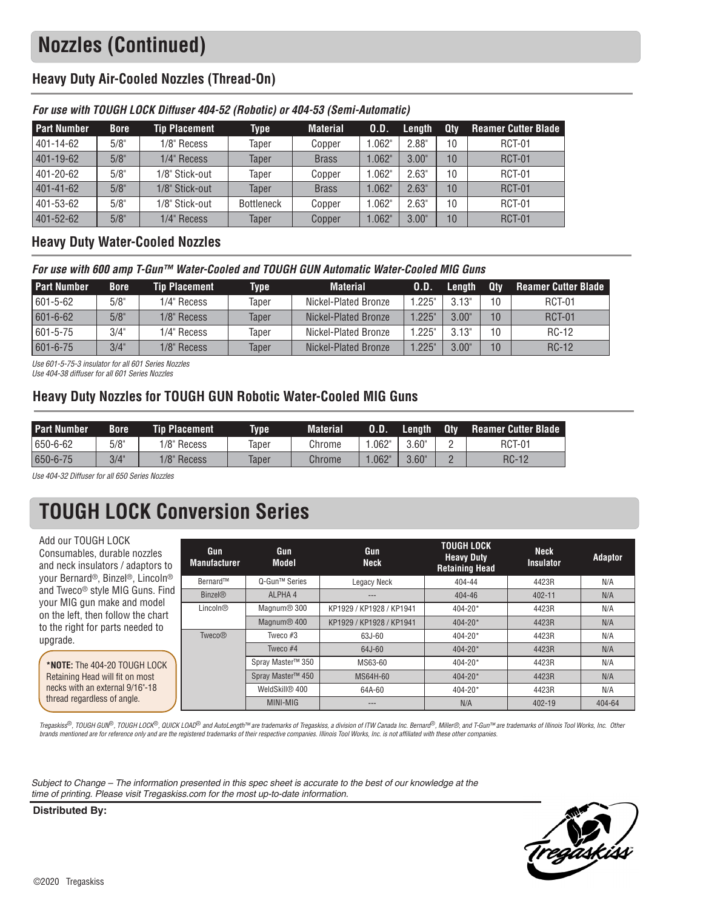# Nozzles (Continued)

## Heavy Duty Air-Cooled Nozzles (Thread-On)

*For use with TOUGH LOCK Diffuser 404-52 (Robotic) or 404-53 (Semi-Automatic)*

| Part Number | Bore | Tip Placement | Type | Material | O.D. | Length | Qty | Reamer Cutter Blade |
|---|---|---|---|---|---|---|---|---|
| 401-14-62 | 5/8" | 1/8" Recess | Taper | Copper | 1.062" | 2.88" | 10 | RCT-01 |
| 401-19-62 | 5/8" | 1/4" Recess | Taper | Brass | 1.062" | 3.00" | 10 | RCT-01 |
| 401-20-62 | 5/8" | 1/8" Stick-out | Taper | Copper | 1.062" | 2.63" | 10 | RCT-01 |
| 401-41-62 | 5/8" | 1/8" Stick-out | Taper | Brass | 1.062" | 2.63" | 10 | RCT-01 |
| 401-53-62 | 5/8" | 1/8" Stick-out | Bottleneck | Copper | 1.062" | 2.63" | 10 | RCT-01 |
| 401-52-62 | 5/8" | 1/4" Recess | Taper | Copper | 1.062" | 3.00" | 10 | RCT-01 |

## Heavy Duty Water-Cooled Nozzles

*For use with 600 amp T-Gun™ Water-Cooled and TOUGH GUN Automatic Water-Cooled MIG Guns*

| Part Number | Bore | Tip Placement | Type | Material | O.D. | Length | Qty | Reamer Cutter Blade |
|---|---|---|---|---|---|---|---|---|
| 601-5-62 | 5/8" | 1/4" Recess | Taper | Nickel-Plated Bronze | 1.225" | 3.13" | 10 | RCT-01 |
| 601-6-62 | 5/8" | 1/8" Recess | Taper | Nickel-Plated Bronze | 1.225" | 3.00" | 10 | RCT-01 |
| 601-5-75 | 3/4" | 1/4" Recess | Taper | Nickel-Plated Bronze | 1.225" | 3.13" | 10 | RC-12 |
| 601-6-75 | 3/4" | 1/8" Recess | Taper | Nickel-Plated Bronze | 1.225" | 3.00" | 10 | RC-12 |

*Use 601-5-75-3 insulator for all 601 Series Nozzles*
*Use 404-38 diffuser for all 601 Series Nozzles*

## Heavy Duty Nozzles for TOUGH GUN Robotic Water-Cooled MIG Guns

| Part Number | Bore | Tip Placement | Type | Material | O.D. | Length | Qty | Reamer Cutter Blade |
|---|---|---|---|---|---|---|---|---|
| 650-6-62 | 5/8" | 1/8" Recess | Taper | Chrome | 1.062" | 3.60" | 2 | RCT-01 |
| 650-6-75 | 3/4" | 1/8" Recess | Taper | Chrome | 1.062" | 3.60" | 2 | RC-12 |

*Use 404-32 Diffuser for all 650 Series Nozzles*

# TOUGH LOCK Conversion Series

Add our TOUGH LOCK Consumables, durable nozzles and neck insulators / adaptors to your Bernard®, Binzel®, Lincoln® and Tweco® style MIG Guns. Find your MIG gun make and model on the left, then follow the chart to the right for parts needed to upgrade.

**\*NOTE:** The 404-20 TOUGH LOCK Retaining Head will fit on most necks with an external 9/16"-18 thread regardless of angle.

| Gun Manufacturer | Gun Model | Gun Neck | TOUGH LOCK Heavy Duty Retaining Head | Neck Insulator | Adaptor |
|---|---|---|---|---|---|
| Bernard™ | Q-Gun™ Series | Legacy Neck | 404-44 | 4423R | N/A |
| Binzel® | ALPHA 4 | --- | 404-46 | 402-11 | N/A |
| Lincoln® | Magnum® 300 | KP1929 / KP1928 / KP1941 | 404-20* | 4423R | N/A |
| | Magnum® 400 | KP1929 / KP1928 / KP1941 | 404-20* | 4423R | N/A |
| Tweco® | Tweco #3 | 63J-60 | 404-20* | 4423R | N/A |
| | Tweco #4 | 64J-60 | 404-20* | 4423R | N/A |
| | Spray Master™ 350 | MS63-60 | 404-20* | 4423R | N/A |
| | Spray Master™ 450 | MS64H-60 | 404-20* | 4423R | N/A |
| | WeldSkill® 400 | 64A-60 | 404-20* | 4423R | N/A |
| | MINI-MIG | --- | N/A | 402-19 | 404-64 |

*Tregaskiss®, TOUGH GUN®, TOUGH LOCK®, QUICK LOAD® and AutoLength™ are trademarks of Tregaskiss, a division of ITW Canada Inc. Bernard®, Miller®, and T-Gun™ are trademarks of Illinois Tool Works, Inc. Other brands mentioned are for reference only and are the registered trademarks of their respective companies. Illinois Tool Works, Inc. is not affiliated with these other companies.*

*Subject to Change – The information presented in this spec sheet is accurate to the best of our knowledge at the time of printing. Please visit Tregaskiss.com for the most up-to-date information.*

**Distributed By:**

©2020 Tregaskiss